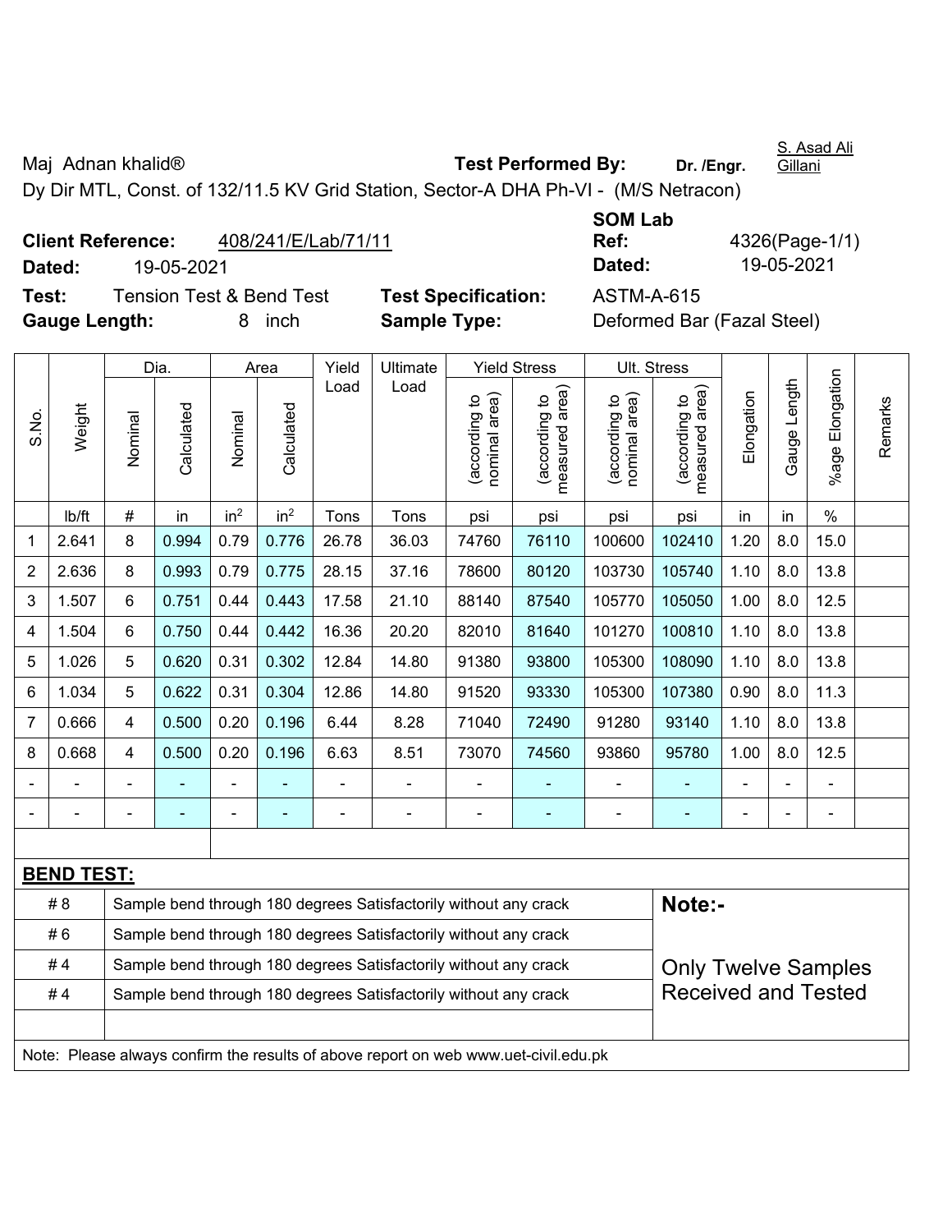Maj Adnan khalid® **Test Performed By:** Dr. /Engr. S. Asad Ali Gillani

Dy Dir MTL, Const. of 132/11.5 KV Grid Station, Sector-A DHA Ph-VI - (M/S Netracon)

**Client Reference:** 408/241/E/Lab/71/11 **SOM Lab Ref:** 4326(Page-1/1)

**Dated:** 19-05-2021 **Dated:** 19-05-2021

**Test:** Tension Test & Bend Test **Test Specification:** ASTM-A-615

**Gauge Length:** 8 inch **Sample Type:** Deformed Bar (Fazal Steel)

| S.No. | Weight | Dia. | | Area | | Yield Load | Ultimate Load | Yield Stress | | Ult. Stress | | Elongation | Gauge Length | %age Elongation | Remarks |
|---|---|---|---|---|---|---|---|---|---|---|---|---|---|---|---|
| | | Nominal | Calculated | Nominal | Calculated | | | (according to nominal area) | (according to measured area) | (according to nominal area) | (according to measured area) | | | | |
| | lb/ft | # | in | $in^2$ | $in^2$ | Tons | Tons | psi | psi | psi | psi | in | in | % | |
| 1 | 2.641 | 8 | 0.994 | 0.79 | 0.776 | 26.78 | 36.03 | 74760 | 76110 | 100600 | 102410 | 1.20 | 8.0 | 15.0 | |
| 2 | 2.636 | 8 | 0.993 | 0.79 | 0.775 | 28.15 | 37.16 | 78600 | 80120 | 103730 | 105740 | 1.10 | 8.0 | 13.8 | |
| 3 | 1.507 | 6 | 0.751 | 0.44 | 0.443 | 17.58 | 21.10 | 88140 | 87540 | 105770 | 105050 | 1.00 | 8.0 | 12.5 | |
| 4 | 1.504 | 6 | 0.750 | 0.44 | 0.442 | 16.36 | 20.20 | 82010 | 81640 | 101270 | 100810 | 1.10 | 8.0 | 13.8 | |
| 5 | 1.026 | 5 | 0.620 | 0.31 | 0.302 | 12.84 | 14.80 | 91380 | 93800 | 105300 | 108090 | 1.10 | 8.0 | 13.8 | |
| 6 | 1.034 | 5 | 0.622 | 0.31 | 0.304 | 12.86 | 14.80 | 91520 | 93330 | 105300 | 107380 | 0.90 | 8.0 | 11.3 | |
| 7 | 0.666 | 4 | 0.500 | 0.20 | 0.196 | 6.44 | 8.28 | 71040 | 72490 | 91280 | 93140 | 1.10 | 8.0 | 13.8 | |
| 8 | 0.668 | 4 | 0.500 | 0.20 | 0.196 | 6.63 | 8.51 | 73070 | 74560 | 93860 | 95780 | 1.00 | 8.0 | 12.5 | |
| - | - | - | - | - | - | - | - | - | - | - | - | - | - | - | |
| - | - | - | - | - | - | - | - | - | - | - | - | - | - | - | |

**BEND TEST:**

| | | |
|---|---|---|
| # 8 | Sample bend through 180 degrees Satisfactorily without any crack | **Note:-** |
| # 6 | Sample bend through 180 degrees Satisfactorily without any crack | |
| # 4 | Sample bend through 180 degrees Satisfactorily without any crack | Only Twelve Samples Received and Tested |
| # 4 | Sample bend through 180 degrees Satisfactorily without any crack | |

Note: Please always confirm the results of above report on web www.uet-civil.edu.pk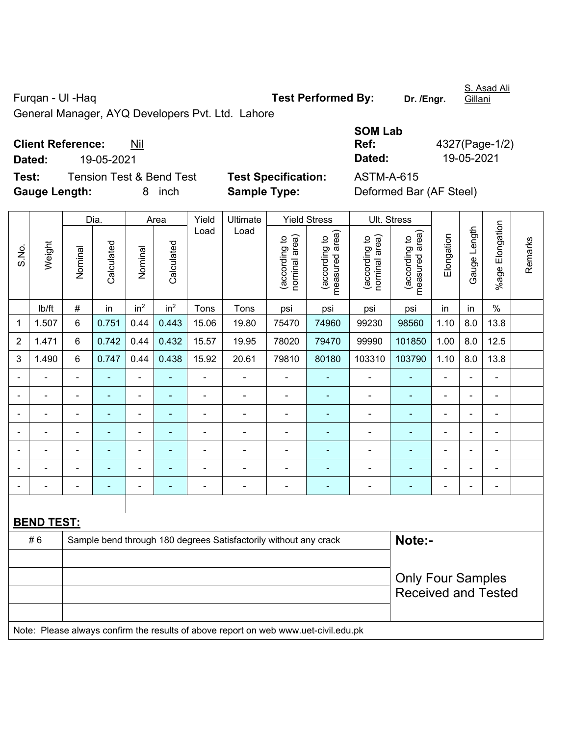Furqan - Ul -Haq

General Manager, AYQ Developers Pvt. Ltd. Lahore

**Test Performed By:** Dr. /Engr. S. Asad Ali Gillani

**Client Reference:** Nil

**Dated:** 19-05-2021

**SOM Lab Ref:** 4327(Page-1/2)

**Dated:** 19-05-2021

**Test:** Tension Test & Bend Test

**Test Specification:** ASTM-A-615

**Gauge Length:** 8 inch

**Sample Type:** Deformed Bar (AF Steel)

| S.No. | Weight | Dia. | | Area | | Yield Load | Ultimate Load | Yield Stress | | Ult. Stress | | Elongation | Gauge Length | %age Elongation | Remarks |
|---|---|---|---|---|---|---|---|---|---|---|---|---|---|---|---|
| | | Nominal | Calculated | Nominal | Calculated | | | (according to nominal area) | (according to measured area) | (according to nominal area) | (according to measured area) | | | | |
| | lb/ft | # | in | in$^2$ | in$^2$ | Tons | Tons | psi | psi | psi | psi | in | in | % | |
| 1 | 1.507 | 6 | 0.751 | 0.44 | 0.443 | 15.06 | 19.80 | 75470 | 74960 | 99230 | 98560 | 1.10 | 8.0 | 13.8 | |
| 2 | 1.471 | 6 | 0.742 | 0.44 | 0.432 | 15.57 | 19.95 | 78020 | 79470 | 99990 | 101850 | 1.00 | 8.0 | 12.5 | |
| 3 | 1.490 | 6 | 0.747 | 0.44 | 0.438 | 15.92 | 20.61 | 79810 | 80180 | 103310 | 103790 | 1.10 | 8.0 | 13.8 | |
| - | - | - | - | - | - | - | - | - | - | - | - | - | - | - | |
| - | - | - | - | - | - | - | - | - | - | - | - | - | - | - | |
| - | - | - | - | - | - | - | - | - | - | - | - | - | - | - | |
| - | - | - | - | - | - | - | - | - | - | - | - | - | - | - | |
| - | - | - | - | - | - | - | - | - | - | - | - | - | - | - | |
| - | - | - | - | - | - | - | - | - | - | - | - | - | - | - | |
| - | - | - | - | - | - | - | - | - | - | - | - | - | - | - | |

**BEND TEST:**

| | | |
|---|---|---|
| # 6 | Sample bend through 180 degrees Satisfactorily without any crack | **Note:-** Only Four Samples Received and Tested |

Note: Please always confirm the results of above report on web www.uet-civil.edu.pk